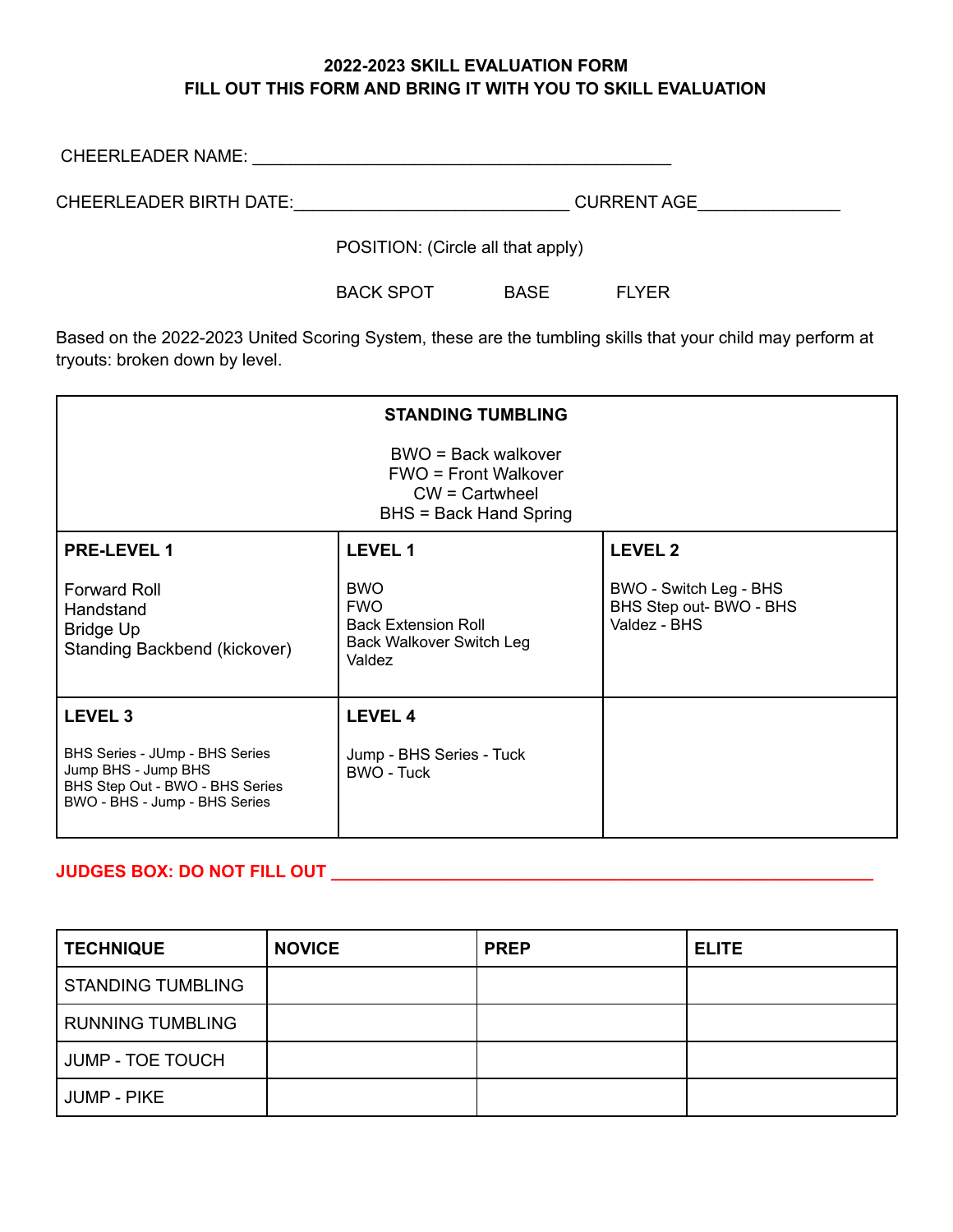**2022-2023 SKILL EVALUATION FORM**
**FILL OUT THIS FORM AND BRING IT WITH YOU TO SKILL EVALUATION**

CHEERLEADER NAME: ___________________________________________

CHEERLEADER BIRTH DATE:_____________________________ CURRENT AGE_______________

POSITION: (Circle all that apply)

BACK SPOT BASE FLYER

Based on the 2022-2023 United Scoring System, these are the tumbling skills that your child may perform at tryouts: broken down by level.

| **STANDING TUMBLING**<br><br>BWO = Back walkover<br>FWO = Front Walkover<br>CW = Cartwheel<br>BHS = Back Hand Spring | | |
|---|---|---|
| **PRE-LEVEL 1**<br><br>Forward Roll<br>Handstand<br>Bridge Up<br>Standing Backbend (kickover) | **LEVEL 1**<br><br>BWO<br>FWO<br>Back Extension Roll<br>Back Walkover Switch Leg<br>Valdez | **LEVEL 2**<br><br>BWO - Switch Leg - BHS<br>BHS Step out- BWO - BHS<br>Valdez - BHS |
| **LEVEL 3**<br><br>BHS Series - JUmp - BHS Series<br>Jump BHS - Jump BHS<br>BHS Step Out - BWO - BHS Series<br>BWO - BHS - Jump - BHS Series | **LEVEL 4**<br><br>Jump - BHS Series - Tuck<br>BWO - Tuck | |

**JUDGES BOX: DO NOT FILL OUT** ___________________________________________

| TECHNIQUE | NOVICE | PREP | ELITE |
|---|---|---|---|
| STANDING TUMBLING | | | |
| RUNNING TUMBLING | | | |
| JUMP - TOE TOUCH | | | |
| JUMP - PIKE | | | |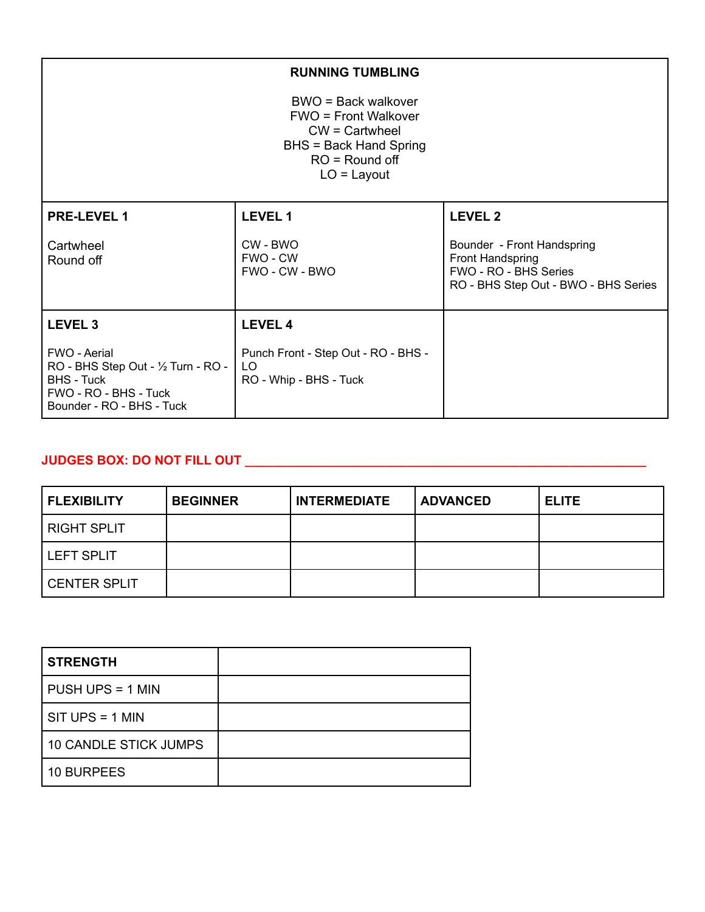| RUNNING TUMBLING<br><br>BWO = Back walkover<br>FWO = Front Walkover<br>CW = Cartwheel<br>BHS = Back Hand Spring<br>RO = Round off<br>LO = Layout | | |
|---|---|---|
| **PRE-LEVEL 1**<br><br>Cartwheel<br>Round off | **LEVEL 1**<br><br>CW - BWO<br>FWO - CW<br>FWO - CW - BWO | **LEVEL 2**<br><br>Bounder - Front Handspring<br>Front Handspring<br>FWO - RO - BHS Series<br>RO - BHS Step Out - BWO - BHS Series |
| **LEVEL 3**<br><br>FWO - Aerial<br>RO - BHS Step Out - ½ Turn - RO - BHS - Tuck<br>FWO - RO - BHS - Tuck<br>Bounder - RO - BHS - Tuck | **LEVEL 4**<br><br>Punch Front - Step Out - RO - BHS - LO<br>RO - Whip - BHS - Tuck | |

**JUDGES BOX: DO NOT FILL OUT** ______________________________________________

| FLEXIBILITY | BEGINNER | INTERMEDIATE | ADVANCED | ELITE |
|---|---|---|---|---|
| RIGHT SPLIT | | | | |
| LEFT SPLIT | | | | |
| CENTER SPLIT | | | | |

| STRENGTH | |
|---|---|
| PUSH UPS = 1 MIN | |
| SIT UPS = 1 MIN | |
| 10 CANDLE STICK JUMPS | |
| 10 BURPEES | |